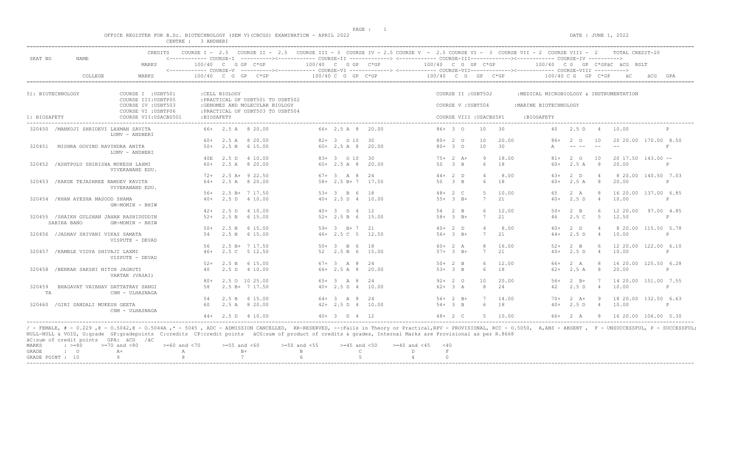OFFICE REGISTER FOR B.Sc. BIOTECHNOLOGY (SEM V)(CBCGS) EXAMINATION - APRIL 2022

CENTRE : 3 ANDHERI

DATE : JUNE 1, 2022

| SEAT NO | NAME | CREDITS | COURSE I - 2.5 | COURSE II - 2.5 | COURSE III - 3 | COURSE IV - 2.5 | COURSE V - 2.5 | COURSE VI - 3 | COURSE VII - 2 | COURSE VIII - 2 | TOTAL CREDIT-20 |
|---|---|---|---|---|---|---|---|---|---|---|---|
| | | MARKS | COURSE-I 100/40 C G GP C*GP | | COURSE-II 100/40 C G GP C*GP | | COURSE-III 100/40 C G GP C*GP | | COURSE-IV 100/40 C G GP C*GPäC äCG RSLT | | |
| | COLLEGE | MARKS | COURSE-V 100/40 C G GP C*GP | | COURSE-VI 100/40 C G GP C*GP | | COURSE-VII 100/40 C G GP C*GP | | COURSE-VIII 100/40 C G GP C*GP äC äCG GPA | | |

51: BIOTECHNOLOGY — COURSE I :USBT501 :CELL BIOLOGY; COURSE II :USBT502 :MEDICAL MICROBIOLOGY & INSTRUMENTATION; COURSE III:USBTP05 :PRACTICAL OF USBT501 TO USBT502; COURSE IV :USBT503 :GENOMES AND MOLECULAR BIOLOGY; COURSE V :USBT504 :MARINE BIOTECHNOLOGY; COURSE VI :USBTP06 :PRACTICAL OF USBT503 TO USBT504; COURSE VII:USACBS501 :BIOSAFETY; COURSE VIII :USACBS5P1 :BIOSAFETY

1: BIOSAFETY

| SEAT NO | NAME / COLLEGE | COURSE-I / V | COURSE-II / VI | COURSE-III / VII | COURSE-IV / VIII | äC äCG RSLT / GPA |
|---|---|---|---|---|---|---|
| 320450 | /MANKOJI SHRIDEVI LAXMAN SAVITA | 66+ 2.5 A 8 20.00 | 66+ 2.5 A 8 20.00 | 86+ 3 O 10 30 | 40 2.5 D 4 10.00 | P |
| | LUMV - ANDHERI | 60+ 2.5 A 8 20.00 | 82+ 3 O 10 30 | 80+ 2 O 10 20.00 | 86+ 2 O 10 | 20 20.00 170.00 8.50 |
| 320451 | MISHRA GOVIND RAVINDRA ANITA | 50+ 2.5 B 6 15.00 | 60+ 2.5 A 8 20.00 | 80+ 3 O 10 30 | A -- -- -- -- | F |
| | LUMV - ANDHERI | 40E 2.5 D 4 10.00 | 83+ 3 O 10 30 | 75+ 2 A+ 9 18.00 | 81+ 2 O 10 | 20 17.50 143.00 -- |
| 320452 | /ASHTPOLU SHIRISHA MUKESH LAXMI | 60+ 2.5 A 8 20.00 | 60+ 2.5 A 8 20.00 | 50 3 B 6 18 | 60+ 2.5 A 8 20.00 | P |
| | VIVEKANAND EDU. | 72+ 2.5 A+ 9 22.50 | 67+ 3 A 8 24 | 44+ 2 D 4 8.00 | 43+ 2 D 4 | 8 20.00 140.50 7.03 |
| 320453 | /KAKDE TEJASHREE NAMDEV KAVITA | 64+ 2.5 A 8 20.00 | 58+ 2.5 B+ 7 17.50 | 50 3 B 6 18 | 60+ 2.5 A 8 20.00 | P |
| | VIVEKANAND EDU. | 56+ 2.5 B+ 7 17.50 | 53+ 3 B 6 18 | 48+ 2 C 5 10.00 | 65 2 A 8 | 16 20.00 137.00 6.85 |
| 320454 | /KHAN AYESHA MASOOD SHAMA | 40+ 2.5 D 4 10.00 | 40+ 2.5 D 4 10.00 | 55+ 3 B+ 7 21 | 40+ 2.5 D 4 10.00 | P |
| | GM-MOMIN - BHIW | 42+ 2.5 D 4 10.00 | 40+ 3 D 4 12 | 54 2 B 6 12.00 | 50+ 2 B 6 | 12 20.00 97.00 4.85 |
| 320455 | /SHAIKH GULSHAN JAHAN RASHIDUDDIN SABIRA BANO | 52+ 2.5 B 6 15.00 | 52+ 2.5 B 6 15.00 | 58+ 3 B+ 7 21 | 46 2.5 C 5 12.50 | P |
| | GM-MOMIN - BHIW | 50+ 2.5 B 6 15.00 | 59+ 3 B+ 7 21 | 40+ 2 D 4 8.00 | 40+ 2 D 4 | 8 20.00 115.50 5.78 |
| 320456 | /JADHAV SHIVANI VIKAS SAMATA | 54 2.5 B 6 15.00 | 46+ 2.5 C 5 12.50 | 56+ 3 B+ 7 21 | 44+ 2.5 D 4 10.00 | P |
| | VISPUTE - DEVAD | 56 2.5 B+ 7 17.50 | 50+ 3 B 6 18 | 60+ 2 A 8 16.00 | 52+ 2 B 6 | 12 20.00 122.00 6.10 |
| 320457 | /KAMBLE VIDYA SHIVAJI LAXMI | 46+ 2.5 C 5 12.50 | 52 2.5 B 6 15.00 | 57+ 3 B+ 7 21 | 40+ 2.5 D 4 10.00 | P |
| | VISPUTE - DEVAD | 52+ 2.5 B 6 15.00 | 67+ 3 A 8 24 | 50+ 2 B 6 12.00 | 66+ 2 A 8 | 16 20.00 125.50 6.28 |
| 320458 | /BENKAR SAKSHI NITIN JAGRUTI | 40 2.5 D 4 10.00 | 66+ 2.5 A 8 20.00 | 53+ 3 B 6 18 | 62+ 2.5 A 8 20.00 | P |
| | VARTAK (VASAI) | 80+ 2.5 O 10 25.00 | 65+ 3 A 8 24 | 92+ 2 O 10 20.00 | 56+ 2 B+ 7 | 14 20.00 151.00 7.55 |
| 320459 | BHAGAVAT VAIBHAV DATTATRAY SANGITA | 58 2.5 B+ 7 17.50 | 40+ 2.5 D 4 10.00 | 62+ 3 A 8 24 | 42 2.5 D 4 10.00 | P |
| | CHM - ULHASNAGA | 54 2.5 B 6 15.00 | 64+ 3 A 8 24 | 56+ 2 B+ 7 14.00 | 70+ 2 A+ 9 | 18 20.00 132.50 6.63 |
| 320460 | /GIRI SANDALI MUKESH GEETA | 60 2.5 A 8 20.00 | 42+ 2.5 D 4 10.00 | 54+ 3 B 6 18 | 40+ 2.5 D 4 10.00 | P |
| | CHM - ULHASNAGA | 44+ 2.5 D 4 10.00 | 40+ 3 D 4 12 | 48+ 2 C 5 10.00 | 66+ 2 A 8 | 16 20.00 106.00 5.30 |

/ - FEMALE, # - 0.229 ,@ - O.5042,@ - O.5044A ,* - 5045 , ADC - ADMISSION CANCELLED, RR-RESERVED, --:Fails in Theory or Practical,RPV - PROVISIONAL, RCC - O.5050, A,ABS - ABSENT , F - UNSUCCESSFUL, P - SUCCESSFUL; NULL-NULL & VOID, G:grade GP:gradepoints C:credits CP:credit points äCG:sum of product of credits & grades, Internal Marks are Provisional as per R.8668

äC:sum of credit points GPA: äCG /äC

| MARKS | : >=80 | >=70 and <80 | >=60 and <70 | >=55 and <60 | >=50 and <55 | >=45 and <50 | >=40 and <45 | <40 |
|---|---|---|---|---|---|---|---|---|
| GRADE | : O | A+ | A | B+ | B | C | D | F |
| GRADE POINT | : 10 | 9 | 8 | 7 | 6 | 5 | 4 | 0 |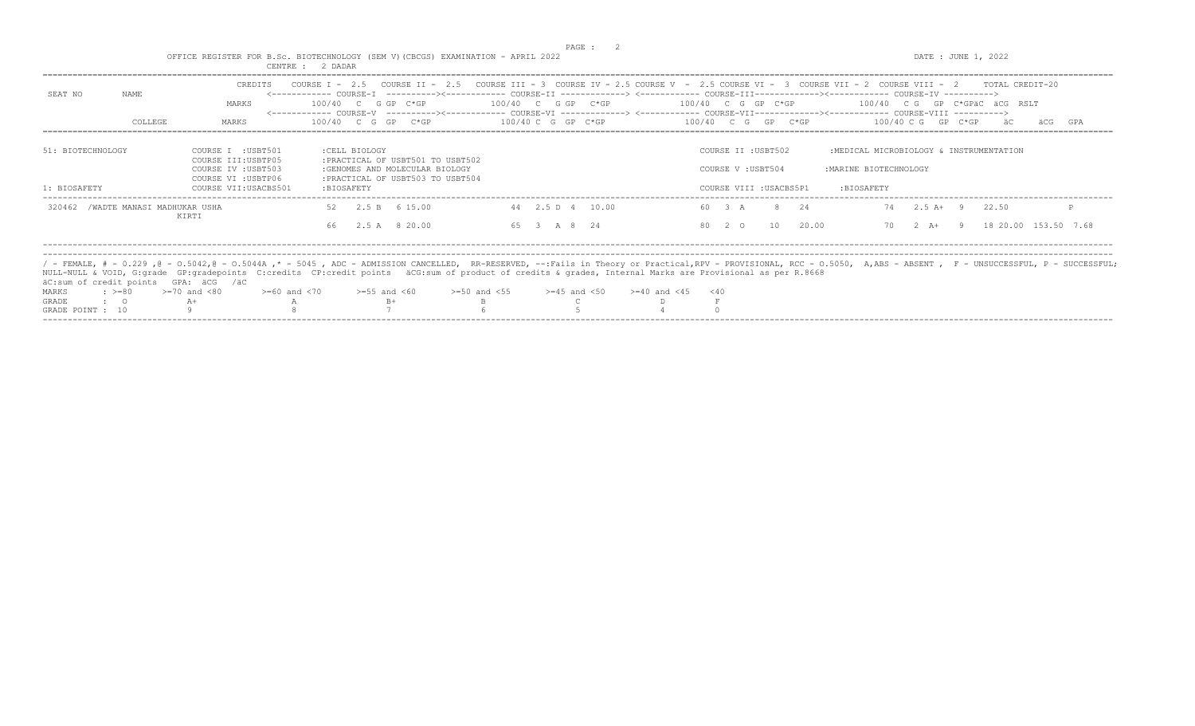OFFICE REGISTER FOR B.Sc. BIOTECHNOLOGY (SEM V)(CBCGS) EXAMINATION - APRIL 2022

CENTRE : 2 DADAR

DATE : JUNE 1, 2022

| SEAT NO | NAME | CREDITS | COURSE I - 2.5 | COURSE II - 2.5 | COURSE III - 3 | COURSE IV - 2.5 | COURSE V - 2.5 | COURSE VI - 3 | COURSE VII - 2 | COURSE VIII - 2 | TOTAL CREDIT-20 |
|---|---|---|---|---|---|---|---|---|---|---|---|
| | | MARKS | <----- COURSE-I -----> 100/40 C G GP C*GP | | <----- COURSE-II -----> 100/40 C G GP C*GP | | <----- COURSE-III -----> 100/40 C G GP C*GP | | <----- COURSE-IV -----> 100/40 C G GP C*GPäC äCG RSLT | | |
| | COLLEGE | MARKS | <----- COURSE-V -----> 100/40 C G GP C*GP | | <----- COURSE-VI -----> 100/40 C G GP C*GP | | <----- COURSE-VII -----> 100/40 C G GP C*GP | | <----- COURSE-VIII -----> 100/40 C G GP C*GP | äC | äCG GPA |

| 51: BIOTECHNOLOGY | COURSE I :USBT501 | :CELL BIOLOGY | COURSE II :USBT502 | :MEDICAL MICROBIOLOGY & INSTRUMENTATION |
|---|---|---|---|---|
| | COURSE III:USBTP05 | :PRACTICAL OF USBT501 TO USBT502 | | |
| | COURSE IV :USBT503 | :GENOMES AND MOLECULAR BIOLOGY | COURSE V :USBT504 | :MARINE BIOTECHNOLOGY |
| | COURSE VI :USBTP06 | :PRACTICAL OF USBT503 TO USBT504 | | |
| 1: BIOSAFETY | COURSE VII:USACBS501 | :BIOSAFETY | COURSE VIII :USACBS5P1 | :BIOSAFETY |

| SEAT NO | NAME | COURSE I / V | COURSE II / VI | COURSE III / VII | COURSE IV / VIII | äC | äCG | GPA | RSLT |
|---|---|---|---|---|---|---|---|---|---|
| 320462 | /WADTE MANASI MADHUKAR USHA | 52 2.5 B 6 15.00 | 44 2.5 D 4 10.00 | 60 3 A 8 24 | 74 2.5 A+ 9 22.50 | | | | P |
| | KIRTI | 66 2.5 A 8 20.00 | 65 3 A 8 24 | 80 2 O 10 20.00 | 70 2 A+ 9 18 20.00 | 20.00 | 153.50 | 7.68 | |

/ - FEMALE, # - 0.229 ,@ - O.5042,@ - O.5044A ,* - 5045 , ADC - ADMISSION CANCELLED, RR-RESERVED, --:Fails in Theory or Practical,RPV - PROVISIONAL, RCC - O.5050, A,ABS - ABSENT , F - UNSUCCESSFUL, P - SUCCESSFUL; NULL-NULL & VOID, G:grade GP:gradepoints C:credits CP:credit points äCG:sum of product of credits & grades, Internal Marks are Provisional as per R.8668

äC:sum of credit points GPA: äCG /äC

| MARKS | : >=80 | >=70 and <80 | >=60 and <70 | >=55 and <60 | >=50 and <55 | >=45 and <50 | >=40 and <45 | <40 |
|---|---|---|---|---|---|---|---|---|
| GRADE | : O | A+ | A | B+ | B | C | D | F |
| GRADE POINT | : 10 | 9 | 8 | 7 | 6 | 5 | 4 | 0 |